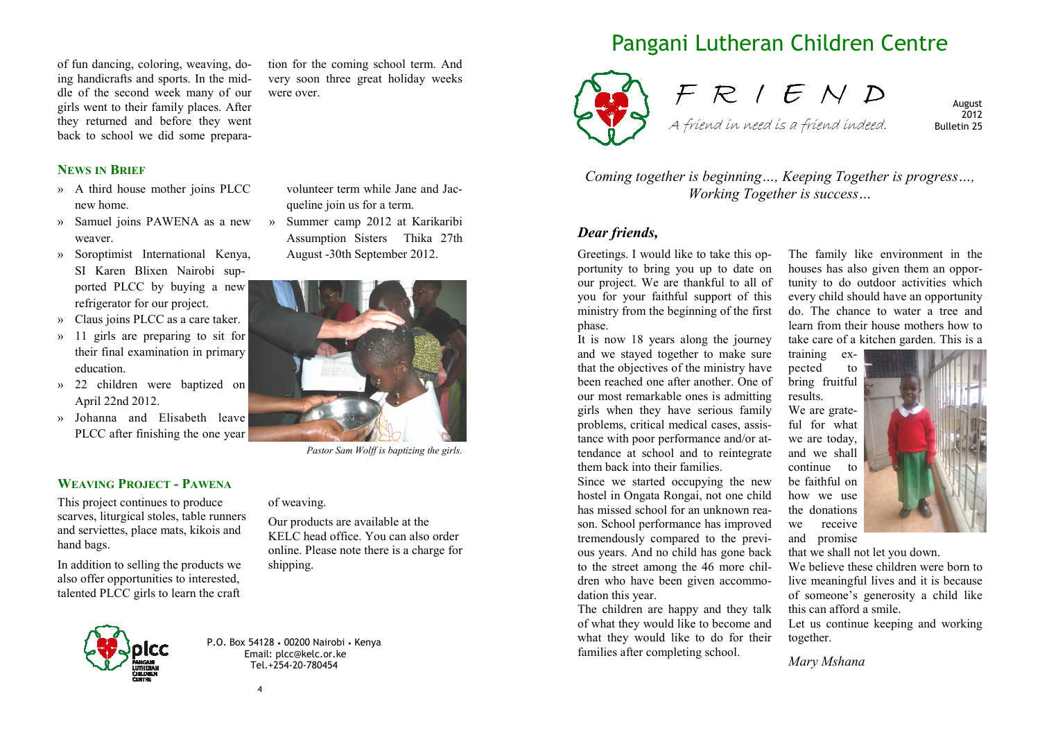of fun dancing, coloring, weaving, doing handicrafts and sports. In the middle of the second week many of our girls went to their family places. After they returned and before they went back to school we did some preparation for the coming school term. And very soon three great holiday weeks were over.

## NEWS IN BRIEF

- A third house mother joins PLCC new home.
- Samuel joins PAWENA as a new weaver.
- Soroptimist International Kenya, SI Karen Blixen Nairobi supported PLCC by buying a new refrigerator for our project.
- Claus joins PLCC as a care taker.
- 11 girls are preparing to sit for their final examination in primary education.
- 22 children were baptized on April 22nd 2012.
- Johanna and Elisabeth leave PLCC after finishing the one year volunteer term while Jane and Jacqueline join us for a term.
- Summer camp 2012 at Karikaribi Assumption Sisters Thika 27th August -30th September 2012.

*Pastor Sam Wolff is baptizing the girls.*

## WEAVING PROJECT - PAWENA

This project continues to produce scarves, liturgical stoles, table runners and serviettes, place mats, kikois and hand bags.

In addition to selling the products we also offer opportunities to interested, talented PLCC girls to learn the craft of weaving.

Our products are available at the KELC head office. You can also order online. Please note there is a charge for shipping.

P.O. Box 54128 • 00200 Nairobi • Kenya
Email: plcc@kelc.or.ke
Tel.+254-20-780454

# Pangani Lutheran Children Centre

# F R I E N D

*A friend in need is a friend indeed.*

August 2012
Bulletin 25

*Coming together is beginning…, Keeping Together is progress…, Working Together is success…*

## *Dear friends,*

Greetings. I would like to take this opportunity to bring you up to date on our project. We are thankful to all of you for your faithful support of this ministry from the beginning of the first phase.

It is now 18 years along the journey and we stayed together to make sure that the objectives of the ministry have been reached one after another. One of our most remarkable ones is admitting girls when they have serious family problems, critical medical cases, assistance with poor performance and/or attendance at school and to reintegrate them back into their families.

Since we started occupying the new hostel in Ongata Rongai, not one child has missed school for an unknown reason. School performance has improved tremendously compared to the previous years. And no child has gone back to the street among the 46 more children who have been given accommodation this year.

The children are happy and they talk of what they would like to become and what they would like to do for their families after completing school.

The family like environment in the houses has also given them an opportunity to do outdoor activities which every child should have an opportunity do. The chance to water a tree and learn from their house mothers how to take care of a kitchen garden. This is a training expected to bring fruitful results.

We are grateful for what we are today, and we shall continue to be faithful on how we use the donations we receive and promise that we shall not let you down.

We believe these children were born to live meaningful lives and it is because of someone's generosity a child like this can afford a smile.

Let us continue keeping and working together.

*Mary Mshana*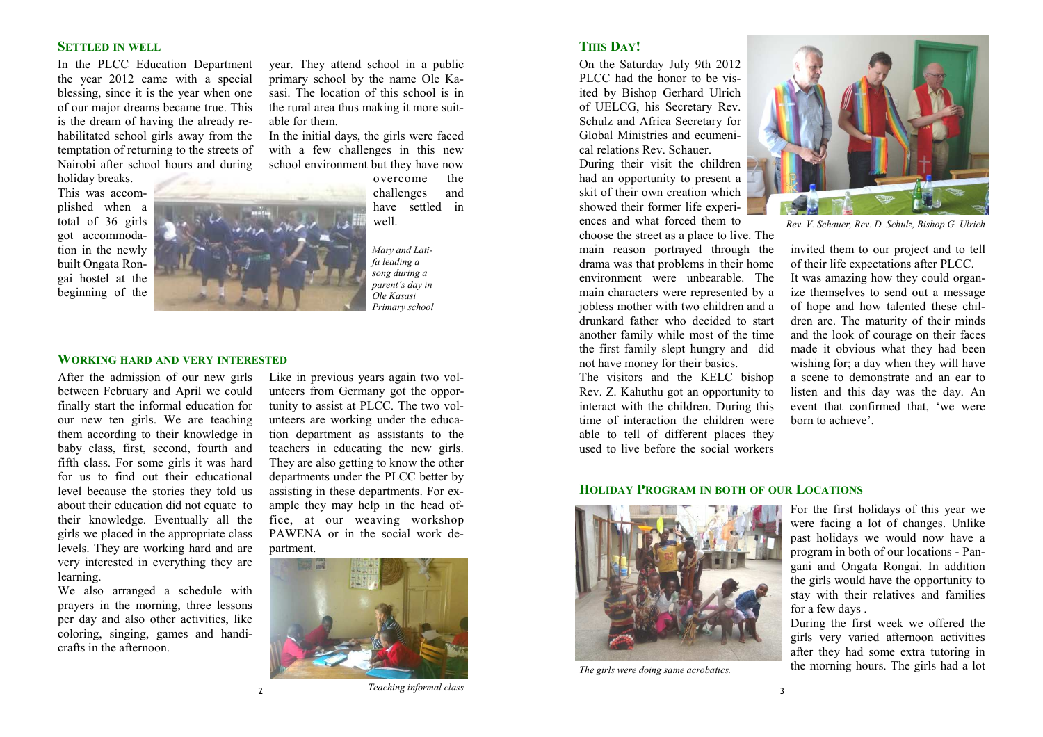## Settled in well

In the PLCC Education Department the year 2012 came with a special blessing, since it is the year when one of our major dreams became true. This is the dream of having the already rehabilitated school girls away from the temptation of returning to the streets of Nairobi after school hours and during holiday breaks.

This was accomplished when a total of 36 girls got accommodation in the newly built Ongata Rongai hostel at the beginning of the year. They attend school in a public primary school by the name Ole Kasasi. The location of this school is in the rural area thus making it more suitable for them.

In the initial days, the girls were faced with a few challenges in this new school environment but they have now overcome the challenges and have settled in well.

*Mary and Latifa leading a song during a parent's day in Ole Kasasi Primary school*

## Working hard and very interested

After the admission of our new girls between February and April we could finally start the informal education for our new ten girls. We are teaching them according to their knowledge in baby class, first, second, fourth and fifth class. For some girls it was hard for us to find out their educational level because the stories they told us about their education did not equate to their knowledge. Eventually all the girls we placed in the appropriate class levels. They are working hard and are very interested in everything they are learning.

We also arranged a schedule with prayers in the morning, three lessons per day and also other activities, like coloring, singing, games and handicrafts in the afternoon.

Like in previous years again two volunteers from Germany got the opportunity to assist at PLCC. The two volunteers are working under the education department as assistants to the teachers in educating the new girls. They are also getting to know the other departments under the PLCC better by assisting in these departments. For example they may help in the head office, at our weaving workshop PAWENA or in the social work department.

*Teaching informal class*

## This Day!

On the Saturday July 9th 2012 PLCC had the honor to be visited by Bishop Gerhard Ulrich of UELCG, his Secretary Rev. Schulz and Africa Secretary for Global Ministries and ecumenical relations Rev. Schauer.

During their visit the children had an opportunity to present a skit of their own creation which showed their former life experiences and what forced them to choose the street as a place to live. The main reason portrayed through the drama was that problems in their home environment were unbearable. The main characters were represented by a jobless mother with two children and a drunkard father who decided to start another family while most of the time the first family slept hungry and did not have money for their basics.

The visitors and the KELC bishop Rev. Z. Kahuthu got an opportunity to interact with the children. During this time of interaction the children were able to tell of different places they used to live before the social workers invited them to our project and to tell of their life expectations after PLCC.

*Rev. V. Schauer, Rev. D. Schulz, Bishop G. Ulrich*

It was amazing how they could organize themselves to send out a message of hope and how talented these children are. The maturity of their minds and the look of courage on their faces made it obvious what they had been wishing for; a day when they will have a scene to demonstrate and an ear to listen and this day was the day. An event that confirmed that, 'we were born to achieve'.

## Holiday program in both of our locations

For the first holidays of this year we were facing a lot of changes. Unlike past holidays we would now have a program in both of our locations - Pangani and Ongata Rongai. In addition the girls would have the opportunity to stay with their relatives and families for a few days .

During the first week we offered the girls very varied afternoon activities after they had some extra tutoring in the morning hours. The girls had a lot

*The girls were doing same acrobatics.*